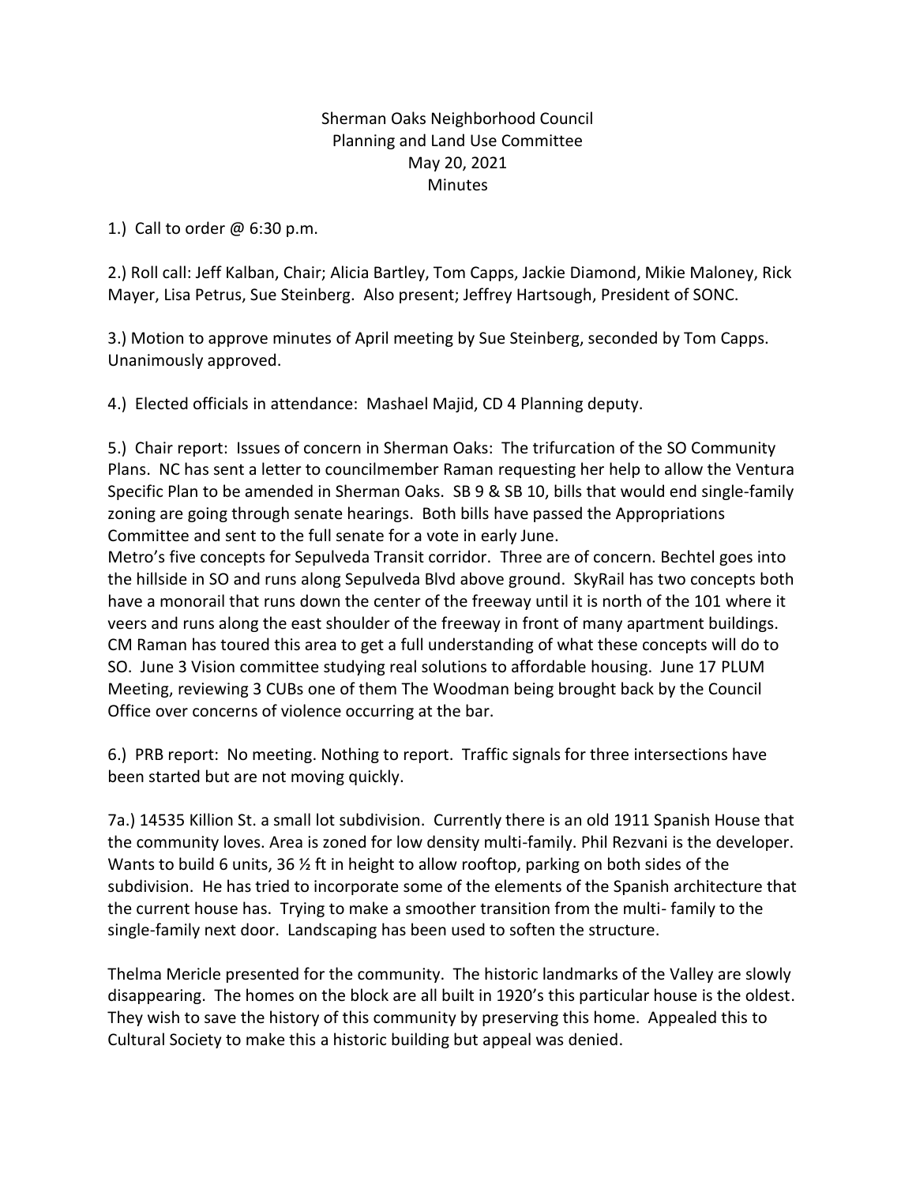Sherman Oaks Neighborhood Council
Planning and Land Use Committee
May 20, 2021
Minutes

1.) Call to order @ 6:30 p.m.

2.) Roll call: Jeff Kalban, Chair; Alicia Bartley, Tom Capps, Jackie Diamond, Mikie Maloney, Rick Mayer, Lisa Petrus, Sue Steinberg. Also present; Jeffrey Hartsough, President of SONC.

3.) Motion to approve minutes of April meeting by Sue Steinberg, seconded by Tom Capps. Unanimously approved.

4.) Elected officials in attendance: Mashael Majid, CD 4 Planning deputy.

5.) Chair report: Issues of concern in Sherman Oaks: The trifurcation of the SO Community Plans. NC has sent a letter to councilmember Raman requesting her help to allow the Ventura Specific Plan to be amended in Sherman Oaks. SB 9 & SB 10, bills that would end single-family zoning are going through senate hearings. Both bills have passed the Appropriations Committee and sent to the full senate for a vote in early June.
Metro's five concepts for Sepulveda Transit corridor. Three are of concern. Bechtel goes into the hillside in SO and runs along Sepulveda Blvd above ground. SkyRail has two concepts both have a monorail that runs down the center of the freeway until it is north of the 101 where it veers and runs along the east shoulder of the freeway in front of many apartment buildings. CM Raman has toured this area to get a full understanding of what these concepts will do to SO. June 3 Vision committee studying real solutions to affordable housing. June 17 PLUM Meeting, reviewing 3 CUBs one of them The Woodman being brought back by the Council Office over concerns of violence occurring at the bar.

6.) PRB report: No meeting. Nothing to report. Traffic signals for three intersections have been started but are not moving quickly.

7a.) 14535 Killion St. a small lot subdivision. Currently there is an old 1911 Spanish House that the community loves. Area is zoned for low density multi-family. Phil Rezvani is the developer. Wants to build 6 units, 36 ½ ft in height to allow rooftop, parking on both sides of the subdivision. He has tried to incorporate some of the elements of the Spanish architecture that the current house has. Trying to make a smoother transition from the multi- family to the single-family next door. Landscaping has been used to soften the structure.

Thelma Mericle presented for the community. The historic landmarks of the Valley are slowly disappearing. The homes on the block are all built in 1920's this particular house is the oldest. They wish to save the history of this community by preserving this home. Appealed this to Cultural Society to make this a historic building but appeal was denied.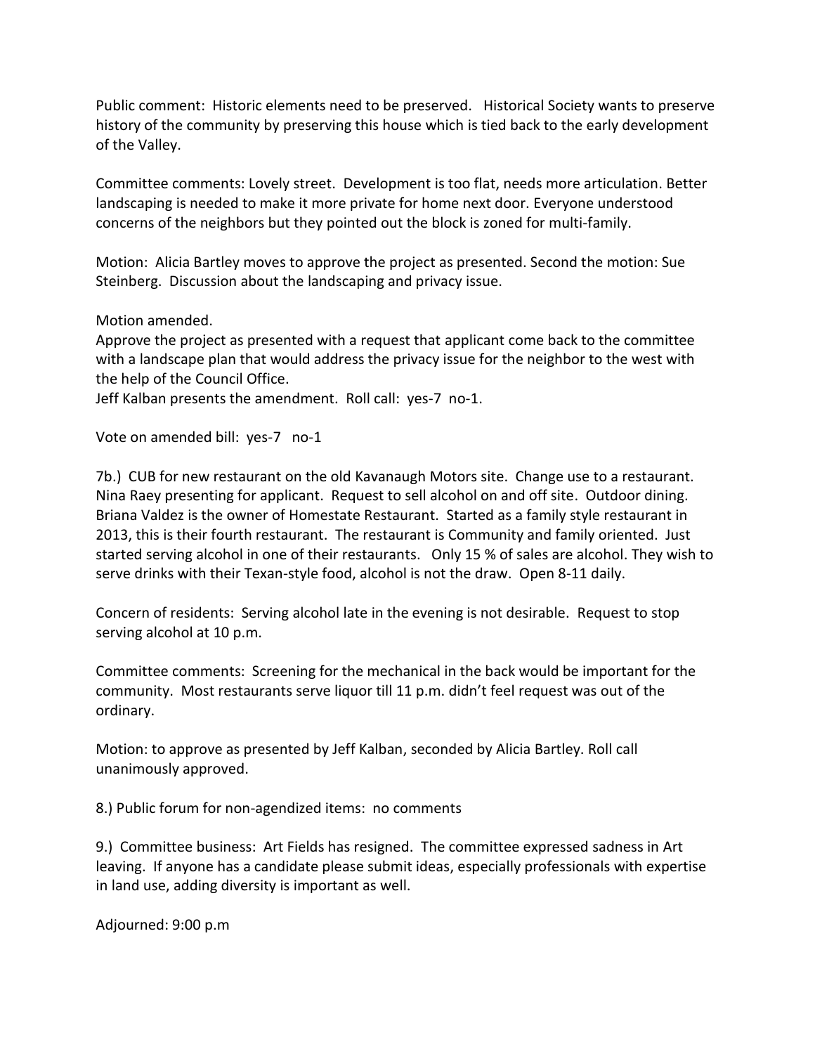Public comment: Historic elements need to be preserved. Historical Society wants to preserve history of the community by preserving this house which is tied back to the early development of the Valley.

Committee comments: Lovely street. Development is too flat, needs more articulation. Better landscaping is needed to make it more private for home next door. Everyone understood concerns of the neighbors but they pointed out the block is zoned for multi-family.

Motion: Alicia Bartley moves to approve the project as presented. Second the motion: Sue Steinberg. Discussion about the landscaping and privacy issue.

Motion amended.
Approve the project as presented with a request that applicant come back to the committee with a landscape plan that would address the privacy issue for the neighbor to the west with the help of the Council Office.
Jeff Kalban presents the amendment. Roll call: yes-7 no-1.

Vote on amended bill: yes-7 no-1

7b.) CUB for new restaurant on the old Kavanaugh Motors site. Change use to a restaurant. Nina Raey presenting for applicant. Request to sell alcohol on and off site. Outdoor dining. Briana Valdez is the owner of Homestate Restaurant. Started as a family style restaurant in 2013, this is their fourth restaurant. The restaurant is Community and family oriented. Just started serving alcohol in one of their restaurants. Only 15 % of sales are alcohol. They wish to serve drinks with their Texan-style food, alcohol is not the draw. Open 8-11 daily.

Concern of residents: Serving alcohol late in the evening is not desirable. Request to stop serving alcohol at 10 p.m.

Committee comments: Screening for the mechanical in the back would be important for the community. Most restaurants serve liquor till 11 p.m. didn't feel request was out of the ordinary.

Motion: to approve as presented by Jeff Kalban, seconded by Alicia Bartley. Roll call unanimously approved.

8.) Public forum for non-agendized items: no comments

9.) Committee business: Art Fields has resigned. The committee expressed sadness in Art leaving. If anyone has a candidate please submit ideas, especially professionals with expertise in land use, adding diversity is important as well.

Adjourned: 9:00 p.m